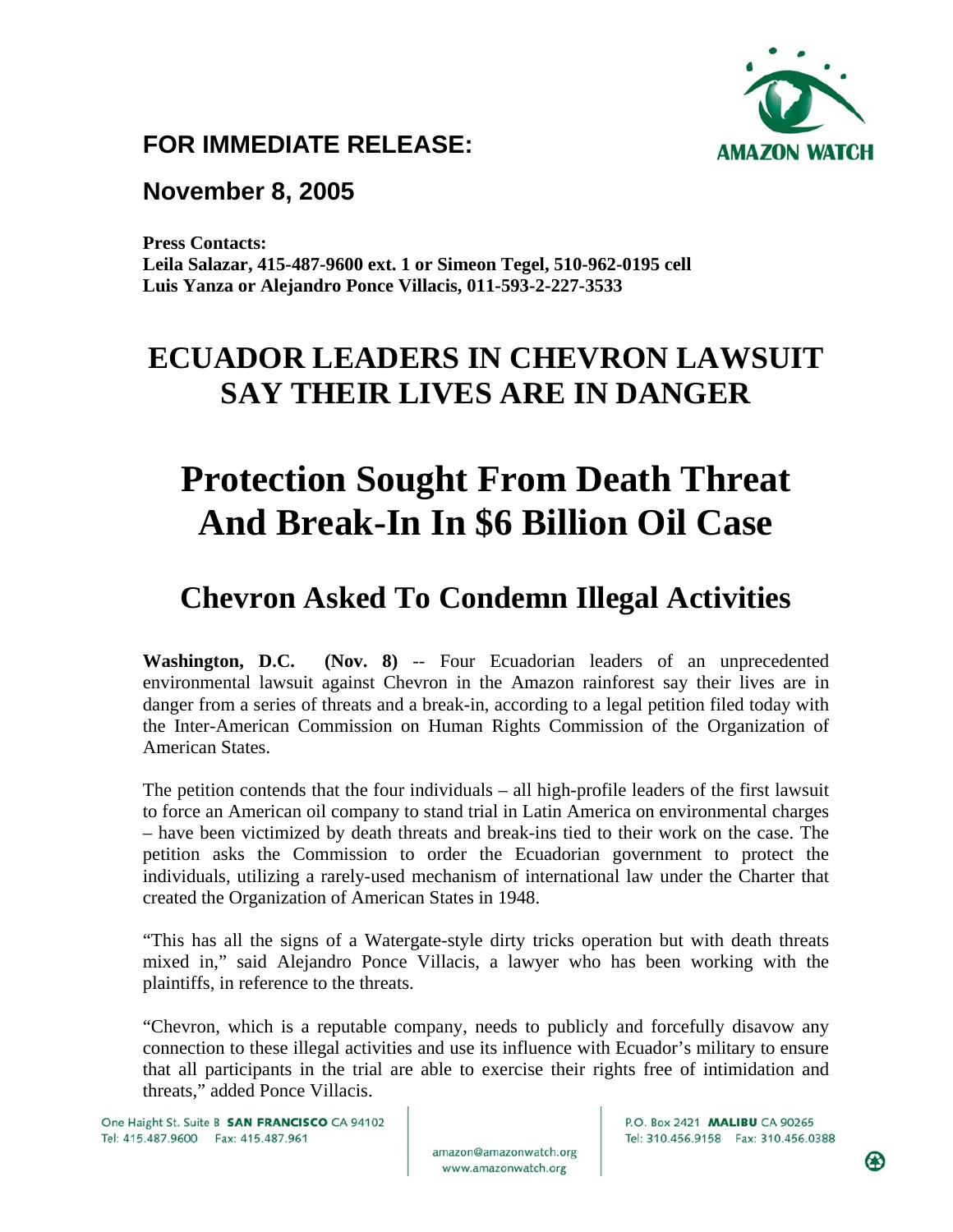**FOR IMMEDIATE RELEASE:**

**November 8, 2005**

**Press Contacts:**
**Leila Salazar, 415-487-9600 ext. 1 or Simeon Tegel, 510-962-0195 cell**
**Luis Yanza or Alejandro Ponce Villacis, 011-593-2-227-3533**

# ECUADOR LEADERS IN CHEVRON LAWSUIT SAY THEIR LIVES ARE IN DANGER

# Protection Sought From Death Threat And Break-In In $6 Billion Oil Case

## Chevron Asked To Condemn Illegal Activities

**Washington, D.C. (Nov. 8)** -- Four Ecuadorian leaders of an unprecedented environmental lawsuit against Chevron in the Amazon rainforest say their lives are in danger from a series of threats and a break-in, according to a legal petition filed today with the Inter-American Commission on Human Rights Commission of the Organization of American States.

The petition contends that the four individuals – all high-profile leaders of the first lawsuit to force an American oil company to stand trial in Latin America on environmental charges – have been victimized by death threats and break-ins tied to their work on the case. The petition asks the Commission to order the Ecuadorian government to protect the individuals, utilizing a rarely-used mechanism of international law under the Charter that created the Organization of American States in 1948.

"This has all the signs of a Watergate-style dirty tricks operation but with death threats mixed in," said Alejandro Ponce Villacis, a lawyer who has been working with the plaintiffs, in reference to the threats.

"Chevron, which is a reputable company, needs to publicly and forcefully disavow any connection to these illegal activities and use its influence with Ecuador's military to ensure that all participants in the trial are able to exercise their rights free of intimidation and threats," added Ponce Villacis.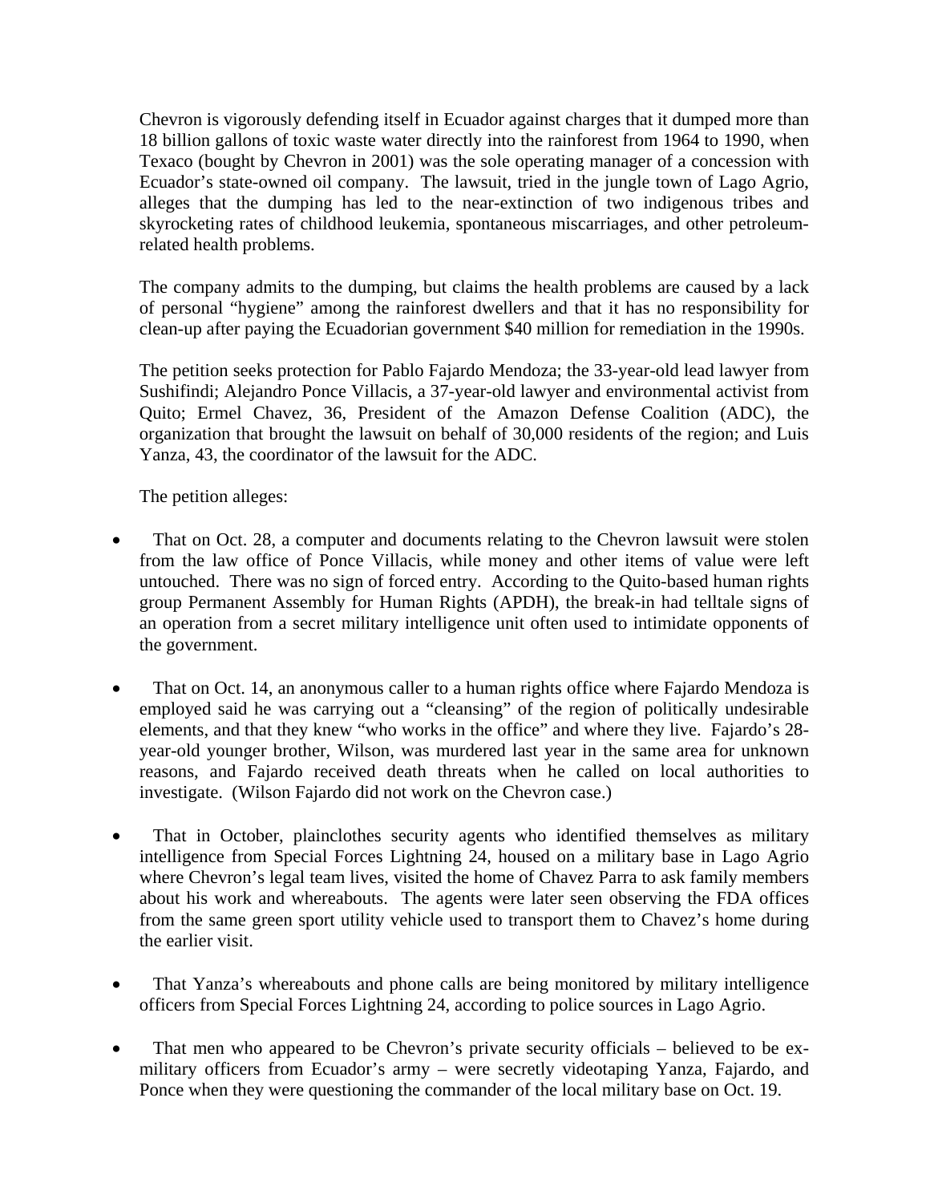Chevron is vigorously defending itself in Ecuador against charges that it dumped more than 18 billion gallons of toxic waste water directly into the rainforest from 1964 to 1990, when Texaco (bought by Chevron in 2001) was the sole operating manager of a concession with Ecuador's state-owned oil company. The lawsuit, tried in the jungle town of Lago Agrio, alleges that the dumping has led to the near-extinction of two indigenous tribes and skyrocketing rates of childhood leukemia, spontaneous miscarriages, and other petroleum-related health problems.

The company admits to the dumping, but claims the health problems are caused by a lack of personal "hygiene" among the rainforest dwellers and that it has no responsibility for clean-up after paying the Ecuadorian government $40 million for remediation in the 1990s.

The petition seeks protection for Pablo Fajardo Mendoza; the 33-year-old lead lawyer from Sushifindi; Alejandro Ponce Villacis, a 37-year-old lawyer and environmental activist from Quito; Ermel Chavez, 36, President of the Amazon Defense Coalition (ADC), the organization that brought the lawsuit on behalf of 30,000 residents of the region; and Luis Yanza, 43, the coordinator of the lawsuit for the ADC.

The petition alleges:

- That on Oct. 28, a computer and documents relating to the Chevron lawsuit were stolen from the law office of Ponce Villacis, while money and other items of value were left untouched. There was no sign of forced entry. According to the Quito-based human rights group Permanent Assembly for Human Rights (APDH), the break-in had telltale signs of an operation from a secret military intelligence unit often used to intimidate opponents of the government.

- That on Oct. 14, an anonymous caller to a human rights office where Fajardo Mendoza is employed said he was carrying out a "cleansing" of the region of politically undesirable elements, and that they knew "who works in the office" and where they live. Fajardo's 28-year-old younger brother, Wilson, was murdered last year in the same area for unknown reasons, and Fajardo received death threats when he called on local authorities to investigate. (Wilson Fajardo did not work on the Chevron case.)

- That in October, plainclothes security agents who identified themselves as military intelligence from Special Forces Lightning 24, housed on a military base in Lago Agrio where Chevron's legal team lives, visited the home of Chavez Parra to ask family members about his work and whereabouts. The agents were later seen observing the FDA offices from the same green sport utility vehicle used to transport them to Chavez's home during the earlier visit.

- That Yanza's whereabouts and phone calls are being monitored by military intelligence officers from Special Forces Lightning 24, according to police sources in Lago Agrio.

- That men who appeared to be Chevron's private security officials – believed to be ex-military officers from Ecuador's army – were secretly videotaping Yanza, Fajardo, and Ponce when they were questioning the commander of the local military base on Oct. 19.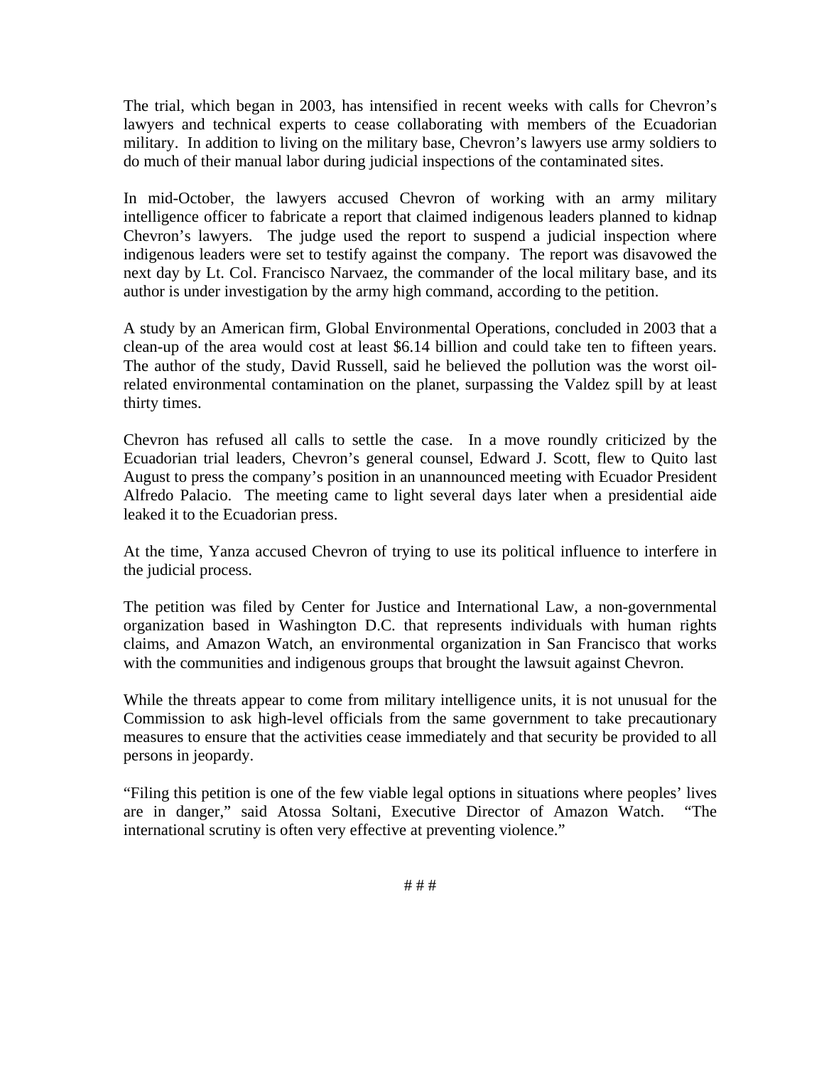The trial, which began in 2003, has intensified in recent weeks with calls for Chevron's lawyers and technical experts to cease collaborating with members of the Ecuadorian military. In addition to living on the military base, Chevron's lawyers use army soldiers to do much of their manual labor during judicial inspections of the contaminated sites.

In mid-October, the lawyers accused Chevron of working with an army military intelligence officer to fabricate a report that claimed indigenous leaders planned to kidnap Chevron's lawyers. The judge used the report to suspend a judicial inspection where indigenous leaders were set to testify against the company. The report was disavowed the next day by Lt. Col. Francisco Narvaez, the commander of the local military base, and its author is under investigation by the army high command, according to the petition.

A study by an American firm, Global Environmental Operations, concluded in 2003 that a clean-up of the area would cost at least $6.14 billion and could take ten to fifteen years. The author of the study, David Russell, said he believed the pollution was the worst oil-related environmental contamination on the planet, surpassing the Valdez spill by at least thirty times.

Chevron has refused all calls to settle the case. In a move roundly criticized by the Ecuadorian trial leaders, Chevron's general counsel, Edward J. Scott, flew to Quito last August to press the company's position in an unannounced meeting with Ecuador President Alfredo Palacio. The meeting came to light several days later when a presidential aide leaked it to the Ecuadorian press.

At the time, Yanza accused Chevron of trying to use its political influence to interfere in the judicial process.

The petition was filed by Center for Justice and International Law, a non-governmental organization based in Washington D.C. that represents individuals with human rights claims, and Amazon Watch, an environmental organization in San Francisco that works with the communities and indigenous groups that brought the lawsuit against Chevron.

While the threats appear to come from military intelligence units, it is not unusual for the Commission to ask high-level officials from the same government to take precautionary measures to ensure that the activities cease immediately and that security be provided to all persons in jeopardy.

"Filing this petition is one of the few viable legal options in situations where peoples' lives are in danger," said Atossa Soltani, Executive Director of Amazon Watch. "The international scrutiny is often very effective at preventing violence."

# # #